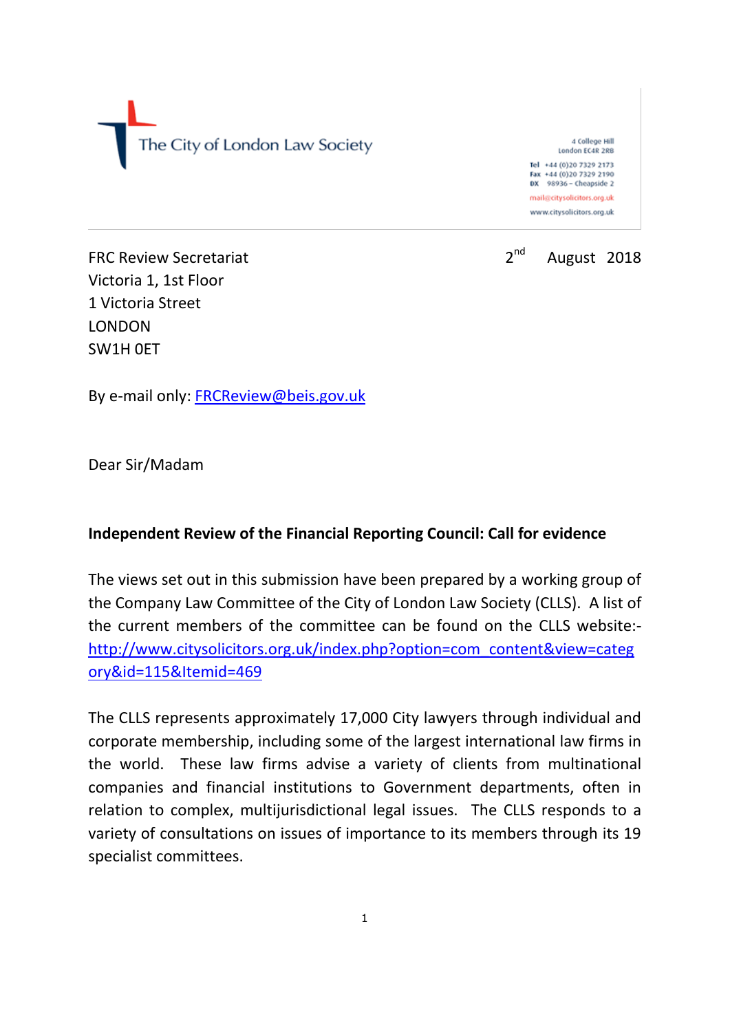The City of London Law Society

4 College Hill
London EC4R 2RB

Tel +44 (0)20 7329 2173
Fax +44 (0)20 7329 2190
DX 98936 – Cheapside 2

mail@citysolicitors.org.uk

www.citysolicitors.org.uk

FRC Review Secretariat
Victoria 1, 1st Floor
1 Victoria Street
LONDON
SW1H 0ET

2nd August 2018

By e-mail only: FRCReview@beis.gov.uk

Dear Sir/Madam

**Independent Review of the Financial Reporting Council: Call for evidence**

The views set out in this submission have been prepared by a working group of the Company Law Committee of the City of London Law Society (CLLS). A list of the current members of the committee can be found on the CLLS website:- http://www.citysolicitors.org.uk/index.php?option=com_content&view=category&id=115&Itemid=469

The CLLS represents approximately 17,000 City lawyers through individual and corporate membership, including some of the largest international law firms in the world. These law firms advise a variety of clients from multinational companies and financial institutions to Government departments, often in relation to complex, multijurisdictional legal issues. The CLLS responds to a variety of consultations on issues of importance to its members through its 19 specialist committees.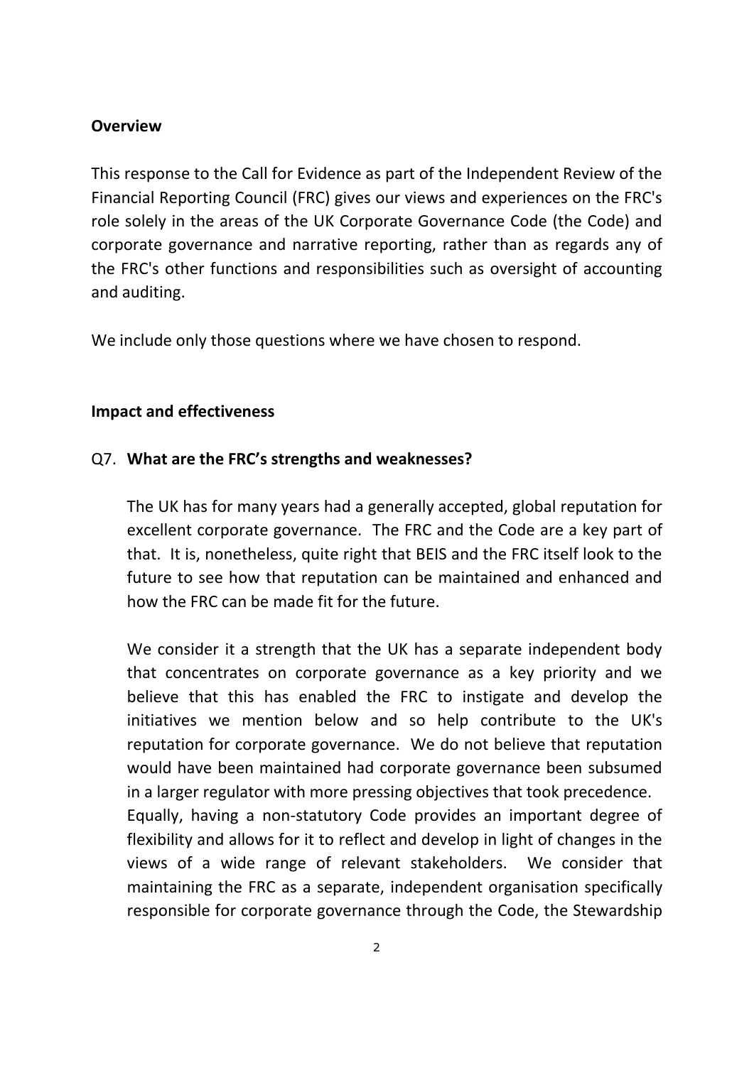**Overview**

This response to the Call for Evidence as part of the Independent Review of the Financial Reporting Council (FRC) gives our views and experiences on the FRC's role solely in the areas of the UK Corporate Governance Code (the Code) and corporate governance and narrative reporting, rather than as regards any of the FRC's other functions and responsibilities such as oversight of accounting and auditing.

We include only those questions where we have chosen to respond.

**Impact and effectiveness**

Q7. **What are the FRC's strengths and weaknesses?**

The UK has for many years had a generally accepted, global reputation for excellent corporate governance. The FRC and the Code are a key part of that. It is, nonetheless, quite right that BEIS and the FRC itself look to the future to see how that reputation can be maintained and enhanced and how the FRC can be made fit for the future.

We consider it a strength that the UK has a separate independent body that concentrates on corporate governance as a key priority and we believe that this has enabled the FRC to instigate and develop the initiatives we mention below and so help contribute to the UK's reputation for corporate governance. We do not believe that reputation would have been maintained had corporate governance been subsumed in a larger regulator with more pressing objectives that took precedence. Equally, having a non-statutory Code provides an important degree of flexibility and allows for it to reflect and develop in light of changes in the views of a wide range of relevant stakeholders. We consider that maintaining the FRC as a separate, independent organisation specifically responsible for corporate governance through the Code, the Stewardship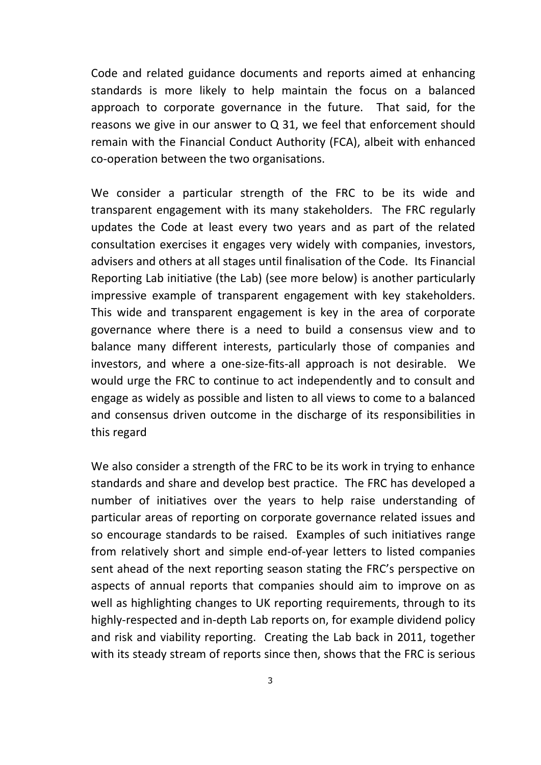Code and related guidance documents and reports aimed at enhancing standards is more likely to help maintain the focus on a balanced approach to corporate governance in the future. That said, for the reasons we give in our answer to Q 31, we feel that enforcement should remain with the Financial Conduct Authority (FCA), albeit with enhanced co-operation between the two organisations.

We consider a particular strength of the FRC to be its wide and transparent engagement with its many stakeholders. The FRC regularly updates the Code at least every two years and as part of the related consultation exercises it engages very widely with companies, investors, advisers and others at all stages until finalisation of the Code. Its Financial Reporting Lab initiative (the Lab) (see more below) is another particularly impressive example of transparent engagement with key stakeholders. This wide and transparent engagement is key in the area of corporate governance where there is a need to build a consensus view and to balance many different interests, particularly those of companies and investors, and where a one-size-fits-all approach is not desirable. We would urge the FRC to continue to act independently and to consult and engage as widely as possible and listen to all views to come to a balanced and consensus driven outcome in the discharge of its responsibilities in this regard

We also consider a strength of the FRC to be its work in trying to enhance standards and share and develop best practice. The FRC has developed a number of initiatives over the years to help raise understanding of particular areas of reporting on corporate governance related issues and so encourage standards to be raised. Examples of such initiatives range from relatively short and simple end-of-year letters to listed companies sent ahead of the next reporting season stating the FRC's perspective on aspects of annual reports that companies should aim to improve on as well as highlighting changes to UK reporting requirements, through to its highly-respected and in-depth Lab reports on, for example dividend policy and risk and viability reporting. Creating the Lab back in 2011, together with its steady stream of reports since then, shows that the FRC is serious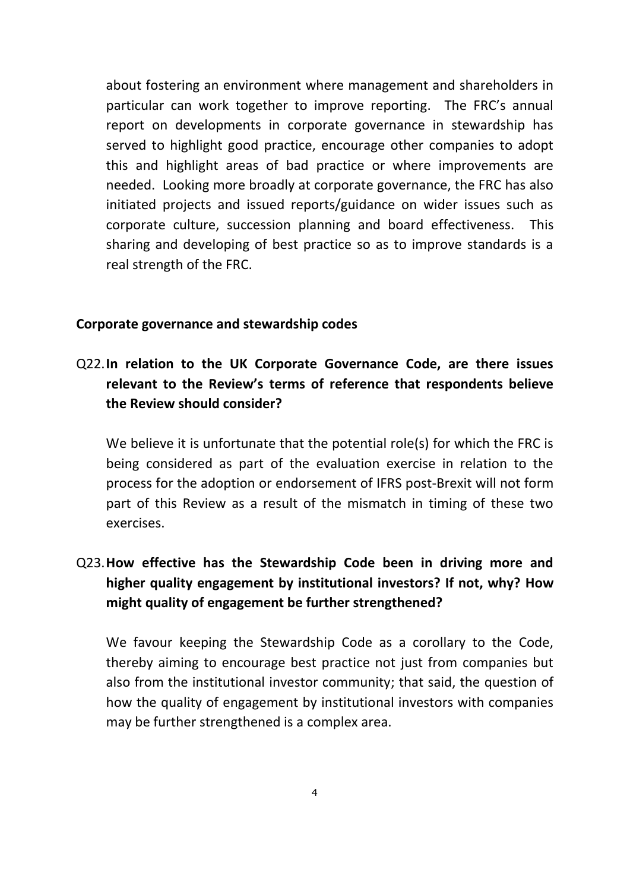about fostering an environment where management and shareholders in particular can work together to improve reporting. The FRC's annual report on developments in corporate governance in stewardship has served to highlight good practice, encourage other companies to adopt this and highlight areas of bad practice or where improvements are needed. Looking more broadly at corporate governance, the FRC has also initiated projects and issued reports/guidance on wider issues such as corporate culture, succession planning and board effectiveness. This sharing and developing of best practice so as to improve standards is a real strength of the FRC.

**Corporate governance and stewardship codes**

Q22. **In relation to the UK Corporate Governance Code, are there issues relevant to the Review's terms of reference that respondents believe the Review should consider?**

We believe it is unfortunate that the potential role(s) for which the FRC is being considered as part of the evaluation exercise in relation to the process for the adoption or endorsement of IFRS post-Brexit will not form part of this Review as a result of the mismatch in timing of these two exercises.

Q23. **How effective has the Stewardship Code been in driving more and higher quality engagement by institutional investors? If not, why? How might quality of engagement be further strengthened?**

We favour keeping the Stewardship Code as a corollary to the Code, thereby aiming to encourage best practice not just from companies but also from the institutional investor community; that said, the question of how the quality of engagement by institutional investors with companies may be further strengthened is a complex area.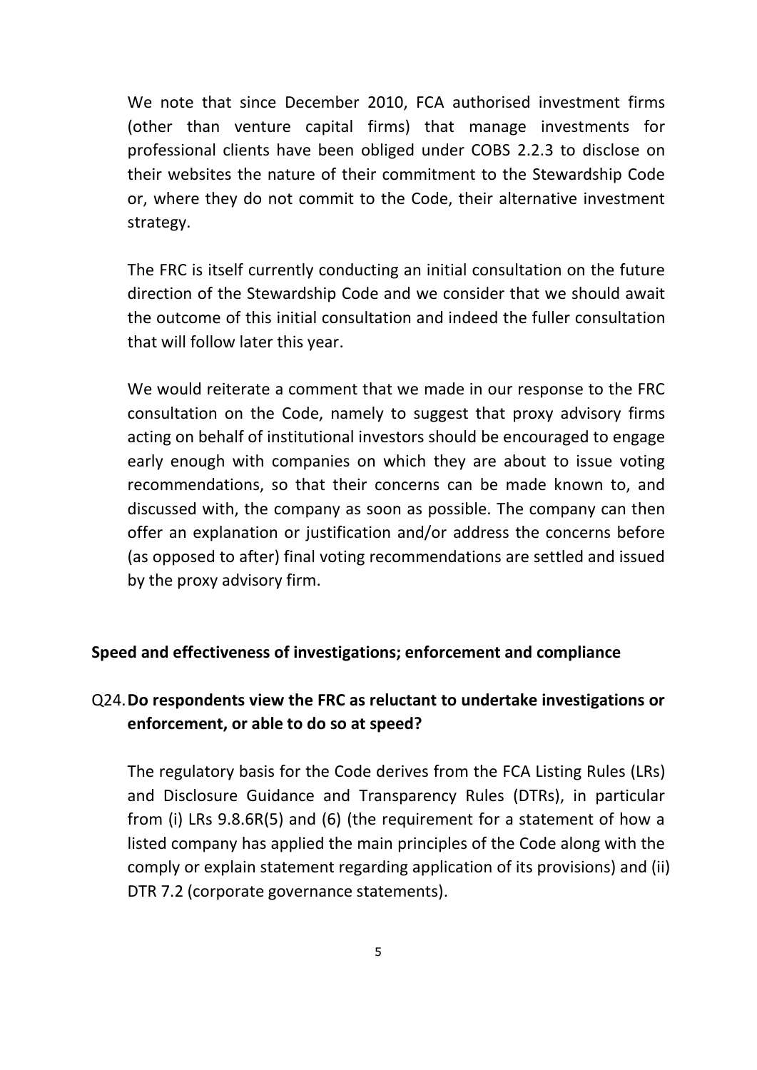We note that since December 2010, FCA authorised investment firms (other than venture capital firms) that manage investments for professional clients have been obliged under COBS 2.2.3 to disclose on their websites the nature of their commitment to the Stewardship Code or, where they do not commit to the Code, their alternative investment strategy.

The FRC is itself currently conducting an initial consultation on the future direction of the Stewardship Code and we consider that we should await the outcome of this initial consultation and indeed the fuller consultation that will follow later this year.

We would reiterate a comment that we made in our response to the FRC consultation on the Code, namely to suggest that proxy advisory firms acting on behalf of institutional investors should be encouraged to engage early enough with companies on which they are about to issue voting recommendations, so that their concerns can be made known to, and discussed with, the company as soon as possible. The company can then offer an explanation or justification and/or address the concerns before (as opposed to after) final voting recommendations are settled and issued by the proxy advisory firm.

**Speed and effectiveness of investigations; enforcement and compliance**

Q24. **Do respondents view the FRC as reluctant to undertake investigations or enforcement, or able to do so at speed?**

The regulatory basis for the Code derives from the FCA Listing Rules (LRs) and Disclosure Guidance and Transparency Rules (DTRs), in particular from (i) LRs 9.8.6R(5) and (6) (the requirement for a statement of how a listed company has applied the main principles of the Code along with the comply or explain statement regarding application of its provisions) and (ii) DTR 7.2 (corporate governance statements).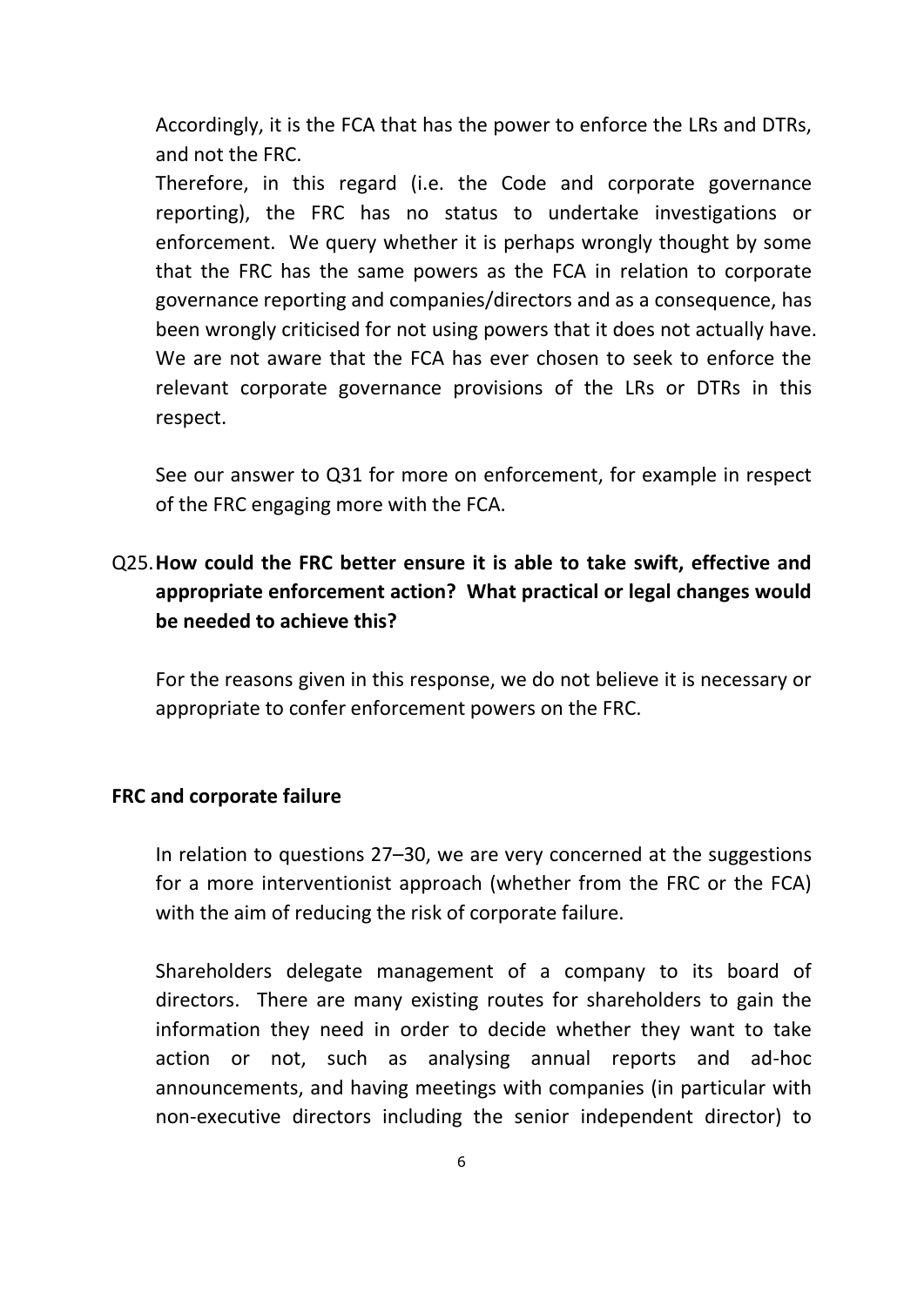Accordingly, it is the FCA that has the power to enforce the LRs and DTRs, and not the FRC.

Therefore, in this regard (i.e. the Code and corporate governance reporting), the FRC has no status to undertake investigations or enforcement. We query whether it is perhaps wrongly thought by some that the FRC has the same powers as the FCA in relation to corporate governance reporting and companies/directors and as a consequence, has been wrongly criticised for not using powers that it does not actually have. We are not aware that the FCA has ever chosen to seek to enforce the relevant corporate governance provisions of the LRs or DTRs in this respect.

See our answer to Q31 for more on enforcement, for example in respect of the FRC engaging more with the FCA.

Q25. **How could the FRC better ensure it is able to take swift, effective and appropriate enforcement action? What practical or legal changes would be needed to achieve this?**

For the reasons given in this response, we do not believe it is necessary or appropriate to confer enforcement powers on the FRC.

**FRC and corporate failure**

In relation to questions 27–30, we are very concerned at the suggestions for a more interventionist approach (whether from the FRC or the FCA) with the aim of reducing the risk of corporate failure.

Shareholders delegate management of a company to its board of directors. There are many existing routes for shareholders to gain the information they need in order to decide whether they want to take action or not, such as analysing annual reports and ad-hoc announcements, and having meetings with companies (in particular with non-executive directors including the senior independent director) to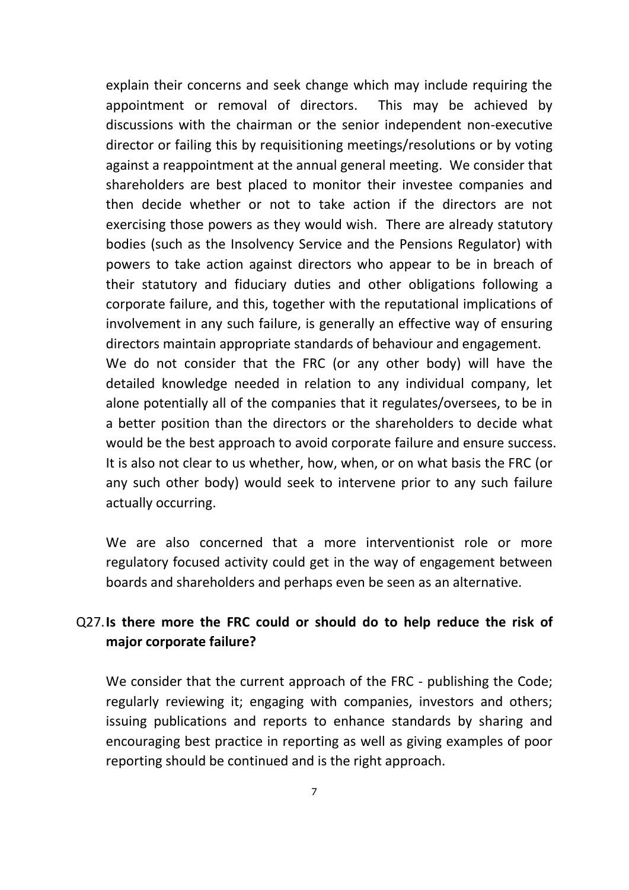explain their concerns and seek change which may include requiring the appointment or removal of directors. This may be achieved by discussions with the chairman or the senior independent non-executive director or failing this by requisitioning meetings/resolutions or by voting against a reappointment at the annual general meeting. We consider that shareholders are best placed to monitor their investee companies and then decide whether or not to take action if the directors are not exercising those powers as they would wish. There are already statutory bodies (such as the Insolvency Service and the Pensions Regulator) with powers to take action against directors who appear to be in breach of their statutory and fiduciary duties and other obligations following a corporate failure, and this, together with the reputational implications of involvement in any such failure, is generally an effective way of ensuring directors maintain appropriate standards of behaviour and engagement.
We do not consider that the FRC (or any other body) will have the detailed knowledge needed in relation to any individual company, let alone potentially all of the companies that it regulates/oversees, to be in a better position than the directors or the shareholders to decide what would be the best approach to avoid corporate failure and ensure success. It is also not clear to us whether, how, when, or on what basis the FRC (or any such other body) would seek to intervene prior to any such failure actually occurring.

We are also concerned that a more interventionist role or more regulatory focused activity could get in the way of engagement between boards and shareholders and perhaps even be seen as an alternative.

Q27. **Is there more the FRC could or should do to help reduce the risk of major corporate failure?**

We consider that the current approach of the FRC - publishing the Code; regularly reviewing it; engaging with companies, investors and others; issuing publications and reports to enhance standards by sharing and encouraging best practice in reporting as well as giving examples of poor reporting should be continued and is the right approach.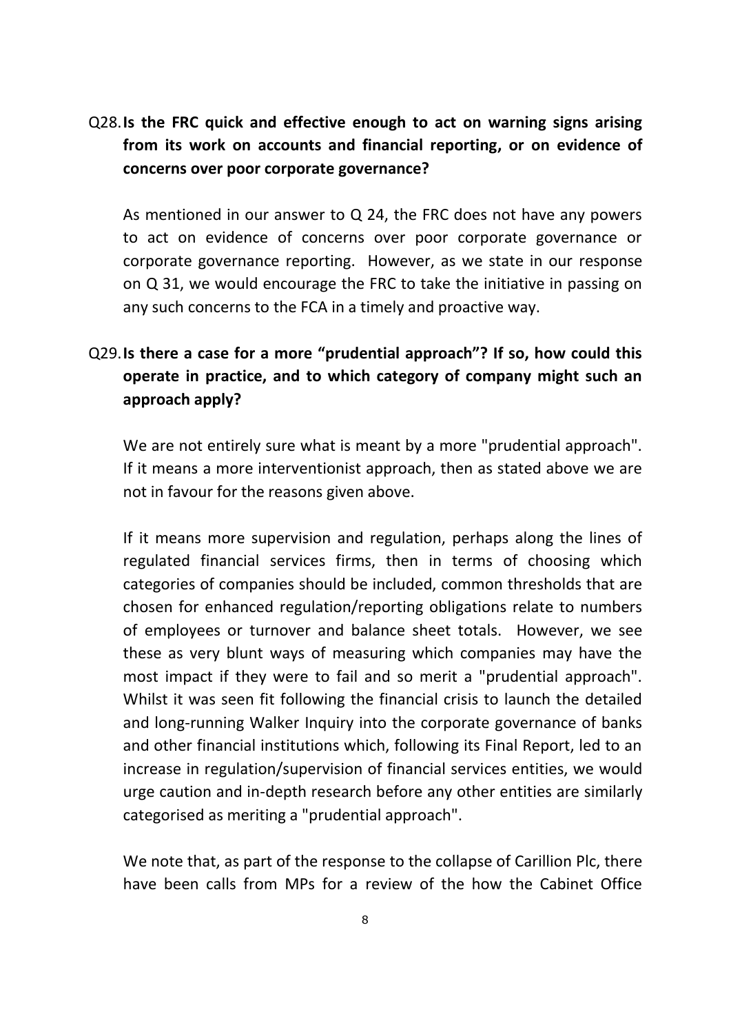Q28. **Is the FRC quick and effective enough to act on warning signs arising from its work on accounts and financial reporting, or on evidence of concerns over poor corporate governance?**

As mentioned in our answer to Q 24, the FRC does not have any powers to act on evidence of concerns over poor corporate governance or corporate governance reporting. However, as we state in our response on Q 31, we would encourage the FRC to take the initiative in passing on any such concerns to the FCA in a timely and proactive way.

Q29. **Is there a case for a more "prudential approach"? If so, how could this operate in practice, and to which category of company might such an approach apply?**

We are not entirely sure what is meant by a more "prudential approach". If it means a more interventionist approach, then as stated above we are not in favour for the reasons given above.

If it means more supervision and regulation, perhaps along the lines of regulated financial services firms, then in terms of choosing which categories of companies should be included, common thresholds that are chosen for enhanced regulation/reporting obligations relate to numbers of employees or turnover and balance sheet totals. However, we see these as very blunt ways of measuring which companies may have the most impact if they were to fail and so merit a "prudential approach". Whilst it was seen fit following the financial crisis to launch the detailed and long-running Walker Inquiry into the corporate governance of banks and other financial institutions which, following its Final Report, led to an increase in regulation/supervision of financial services entities, we would urge caution and in-depth research before any other entities are similarly categorised as meriting a "prudential approach".

We note that, as part of the response to the collapse of Carillion Plc, there have been calls from MPs for a review of the how the Cabinet Office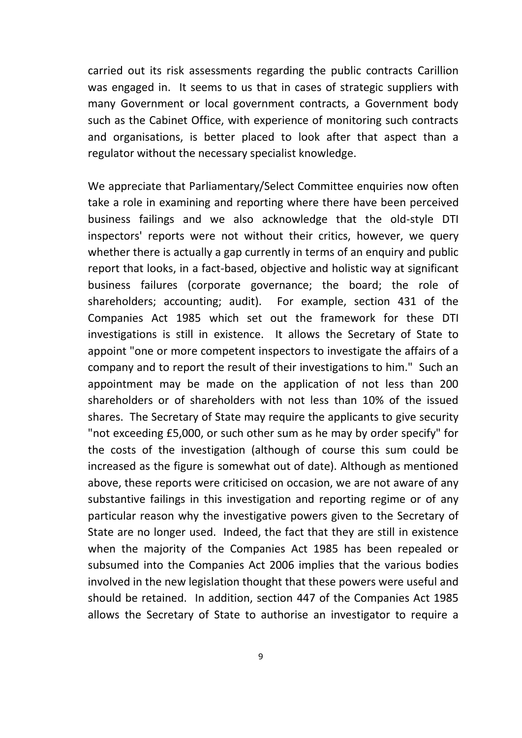carried out its risk assessments regarding the public contracts Carillion was engaged in. It seems to us that in cases of strategic suppliers with many Government or local government contracts, a Government body such as the Cabinet Office, with experience of monitoring such contracts and organisations, is better placed to look after that aspect than a regulator without the necessary specialist knowledge.

We appreciate that Parliamentary/Select Committee enquiries now often take a role in examining and reporting where there have been perceived business failings and we also acknowledge that the old-style DTI inspectors' reports were not without their critics, however, we query whether there is actually a gap currently in terms of an enquiry and public report that looks, in a fact-based, objective and holistic way at significant business failures (corporate governance; the board; the role of shareholders; accounting; audit). For example, section 431 of the Companies Act 1985 which set out the framework for these DTI investigations is still in existence. It allows the Secretary of State to appoint "one or more competent inspectors to investigate the affairs of a company and to report the result of their investigations to him." Such an appointment may be made on the application of not less than 200 shareholders or of shareholders with not less than 10% of the issued shares. The Secretary of State may require the applicants to give security "not exceeding £5,000, or such other sum as he may by order specify" for the costs of the investigation (although of course this sum could be increased as the figure is somewhat out of date). Although as mentioned above, these reports were criticised on occasion, we are not aware of any substantive failings in this investigation and reporting regime or of any particular reason why the investigative powers given to the Secretary of State are no longer used. Indeed, the fact that they are still in existence when the majority of the Companies Act 1985 has been repealed or subsumed into the Companies Act 2006 implies that the various bodies involved in the new legislation thought that these powers were useful and should be retained. In addition, section 447 of the Companies Act 1985 allows the Secretary of State to authorise an investigator to require a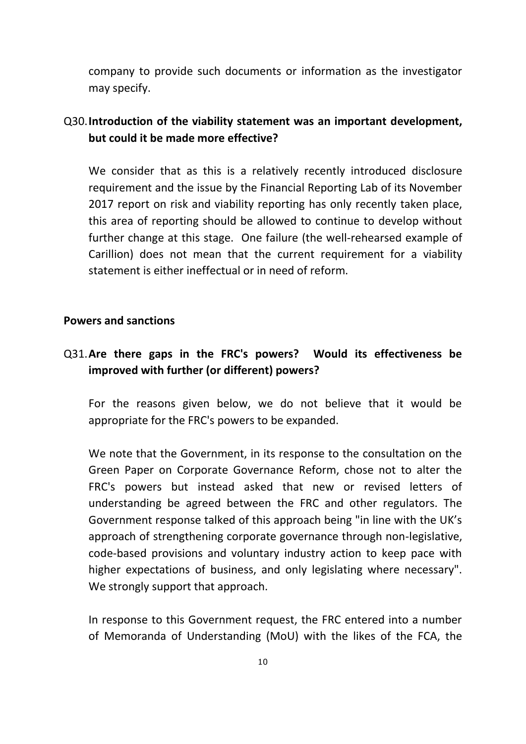company to provide such documents or information as the investigator may specify.

Q30. **Introduction of the viability statement was an important development, but could it be made more effective?**

We consider that as this is a relatively recently introduced disclosure requirement and the issue by the Financial Reporting Lab of its November 2017 report on risk and viability reporting has only recently taken place, this area of reporting should be allowed to continue to develop without further change at this stage. One failure (the well-rehearsed example of Carillion) does not mean that the current requirement for a viability statement is either ineffectual or in need of reform.

**Powers and sanctions**

Q31. **Are there gaps in the FRC's powers? Would its effectiveness be improved with further (or different) powers?**

For the reasons given below, we do not believe that it would be appropriate for the FRC's powers to be expanded.

We note that the Government, in its response to the consultation on the Green Paper on Corporate Governance Reform, chose not to alter the FRC's powers but instead asked that new or revised letters of understanding be agreed between the FRC and other regulators. The Government response talked of this approach being "in line with the UK's approach of strengthening corporate governance through non-legislative, code-based provisions and voluntary industry action to keep pace with higher expectations of business, and only legislating where necessary". We strongly support that approach.

In response to this Government request, the FRC entered into a number of Memoranda of Understanding (MoU) with the likes of the FCA, the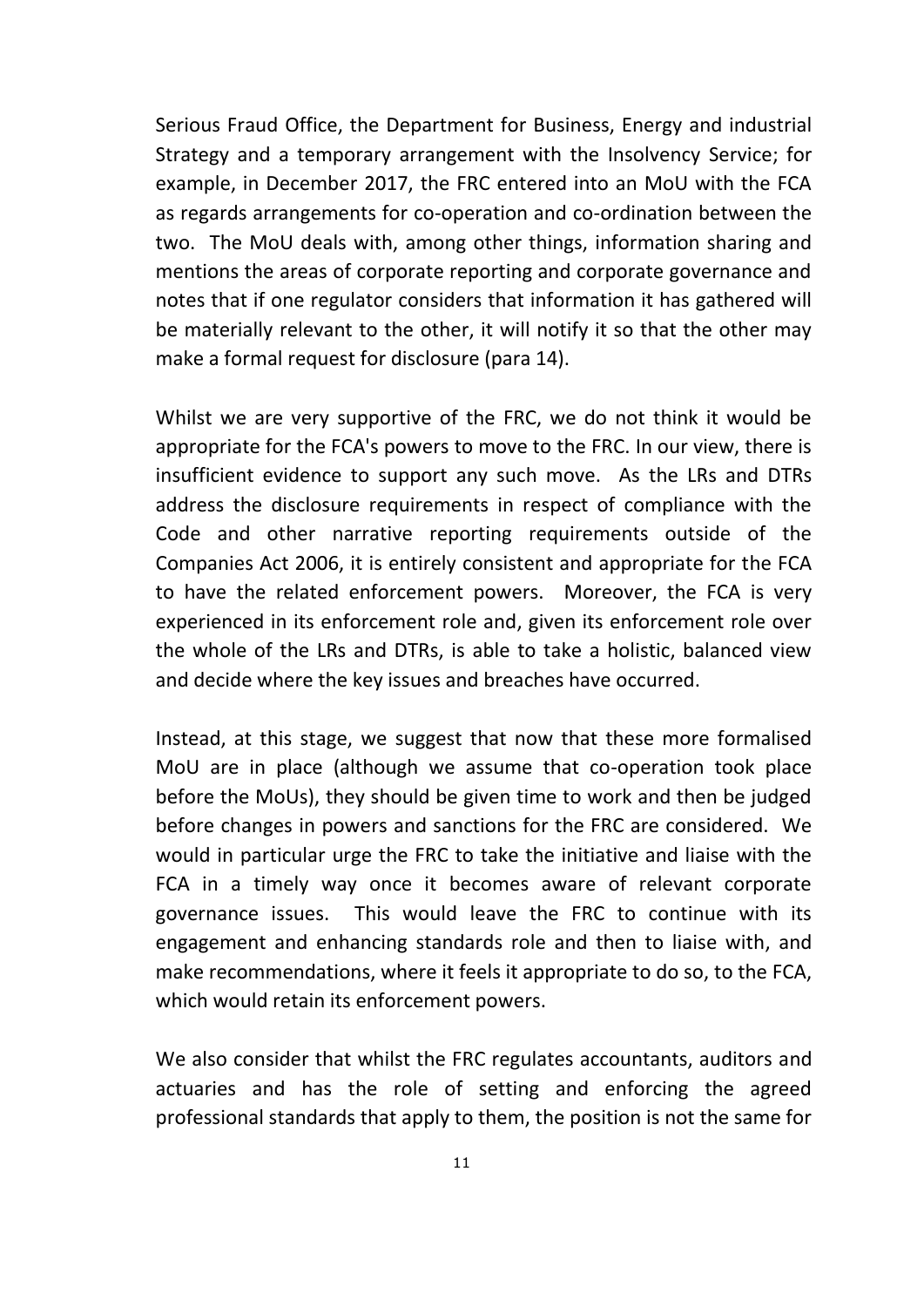Serious Fraud Office, the Department for Business, Energy and industrial Strategy and a temporary arrangement with the Insolvency Service; for example, in December 2017, the FRC entered into an MoU with the FCA as regards arrangements for co-operation and co-ordination between the two. The MoU deals with, among other things, information sharing and mentions the areas of corporate reporting and corporate governance and notes that if one regulator considers that information it has gathered will be materially relevant to the other, it will notify it so that the other may make a formal request for disclosure (para 14).

Whilst we are very supportive of the FRC, we do not think it would be appropriate for the FCA's powers to move to the FRC. In our view, there is insufficient evidence to support any such move. As the LRs and DTRs address the disclosure requirements in respect of compliance with the Code and other narrative reporting requirements outside of the Companies Act 2006, it is entirely consistent and appropriate for the FCA to have the related enforcement powers. Moreover, the FCA is very experienced in its enforcement role and, given its enforcement role over the whole of the LRs and DTRs, is able to take a holistic, balanced view and decide where the key issues and breaches have occurred.

Instead, at this stage, we suggest that now that these more formalised MoU are in place (although we assume that co-operation took place before the MoUs), they should be given time to work and then be judged before changes in powers and sanctions for the FRC are considered. We would in particular urge the FRC to take the initiative and liaise with the FCA in a timely way once it becomes aware of relevant corporate governance issues. This would leave the FRC to continue with its engagement and enhancing standards role and then to liaise with, and make recommendations, where it feels it appropriate to do so, to the FCA, which would retain its enforcement powers.

We also consider that whilst the FRC regulates accountants, auditors and actuaries and has the role of setting and enforcing the agreed professional standards that apply to them, the position is not the same for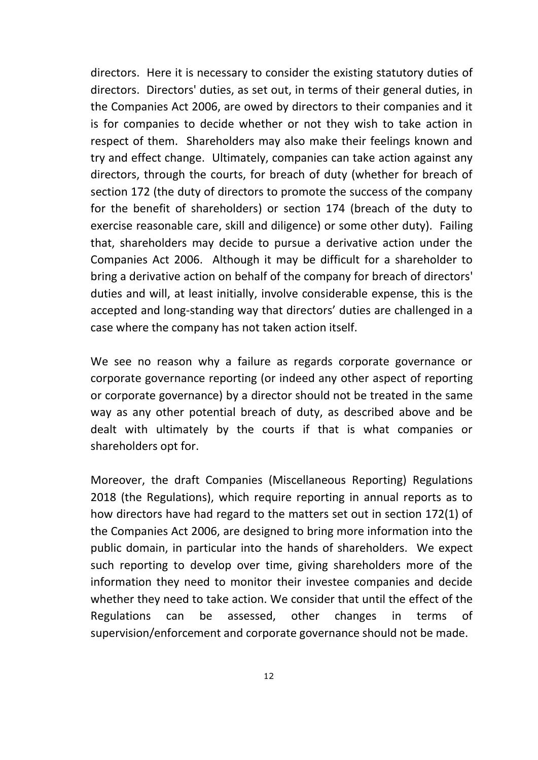directors. Here it is necessary to consider the existing statutory duties of directors. Directors' duties, as set out, in terms of their general duties, in the Companies Act 2006, are owed by directors to their companies and it is for companies to decide whether or not they wish to take action in respect of them. Shareholders may also make their feelings known and try and effect change. Ultimately, companies can take action against any directors, through the courts, for breach of duty (whether for breach of section 172 (the duty of directors to promote the success of the company for the benefit of shareholders) or section 174 (breach of the duty to exercise reasonable care, skill and diligence) or some other duty). Failing that, shareholders may decide to pursue a derivative action under the Companies Act 2006. Although it may be difficult for a shareholder to bring a derivative action on behalf of the company for breach of directors' duties and will, at least initially, involve considerable expense, this is the accepted and long-standing way that directors' duties are challenged in a case where the company has not taken action itself.

We see no reason why a failure as regards corporate governance or corporate governance reporting (or indeed any other aspect of reporting or corporate governance) by a director should not be treated in the same way as any other potential breach of duty, as described above and be dealt with ultimately by the courts if that is what companies or shareholders opt for.

Moreover, the draft Companies (Miscellaneous Reporting) Regulations 2018 (the Regulations), which require reporting in annual reports as to how directors have had regard to the matters set out in section 172(1) of the Companies Act 2006, are designed to bring more information into the public domain, in particular into the hands of shareholders. We expect such reporting to develop over time, giving shareholders more of the information they need to monitor their investee companies and decide whether they need to take action. We consider that until the effect of the Regulations can be assessed, other changes in terms of supervision/enforcement and corporate governance should not be made.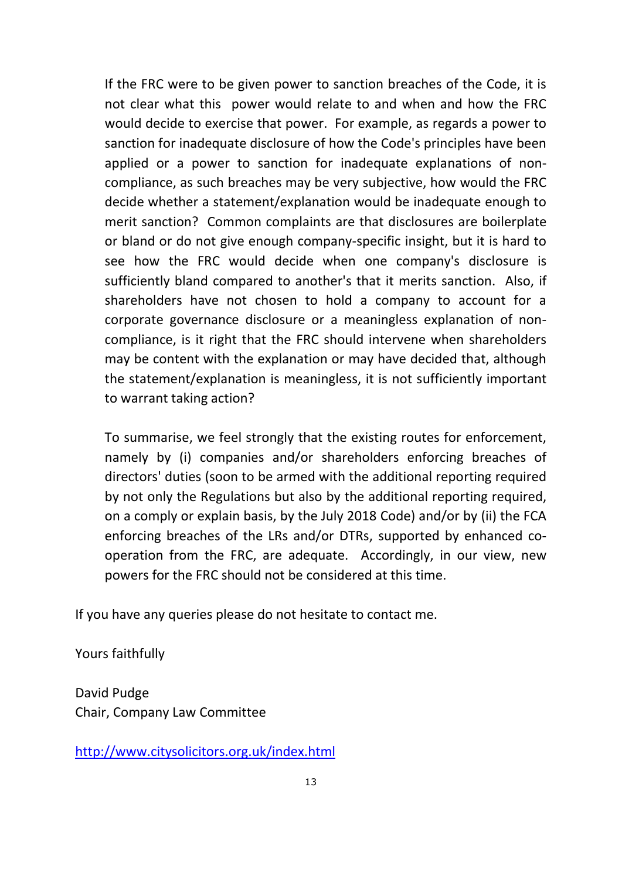If the FRC were to be given power to sanction breaches of the Code, it is not clear what this power would relate to and when and how the FRC would decide to exercise that power. For example, as regards a power to sanction for inadequate disclosure of how the Code's principles have been applied or a power to sanction for inadequate explanations of non-compliance, as such breaches may be very subjective, how would the FRC decide whether a statement/explanation would be inadequate enough to merit sanction? Common complaints are that disclosures are boilerplate or bland or do not give enough company-specific insight, but it is hard to see how the FRC would decide when one company's disclosure is sufficiently bland compared to another's that it merits sanction. Also, if shareholders have not chosen to hold a company to account for a corporate governance disclosure or a meaningless explanation of non-compliance, is it right that the FRC should intervene when shareholders may be content with the explanation or may have decided that, although the statement/explanation is meaningless, it is not sufficiently important to warrant taking action?

To summarise, we feel strongly that the existing routes for enforcement, namely by (i) companies and/or shareholders enforcing breaches of directors' duties (soon to be armed with the additional reporting required by not only the Regulations but also by the additional reporting required, on a comply or explain basis, by the July 2018 Code) and/or by (ii) the FCA enforcing breaches of the LRs and/or DTRs, supported by enhanced co-operation from the FRC, are adequate. Accordingly, in our view, new powers for the FRC should not be considered at this time.

If you have any queries please do not hesitate to contact me.

Yours faithfully

David Pudge
Chair, Company Law Committee

http://www.citysolicitors.org.uk/index.html